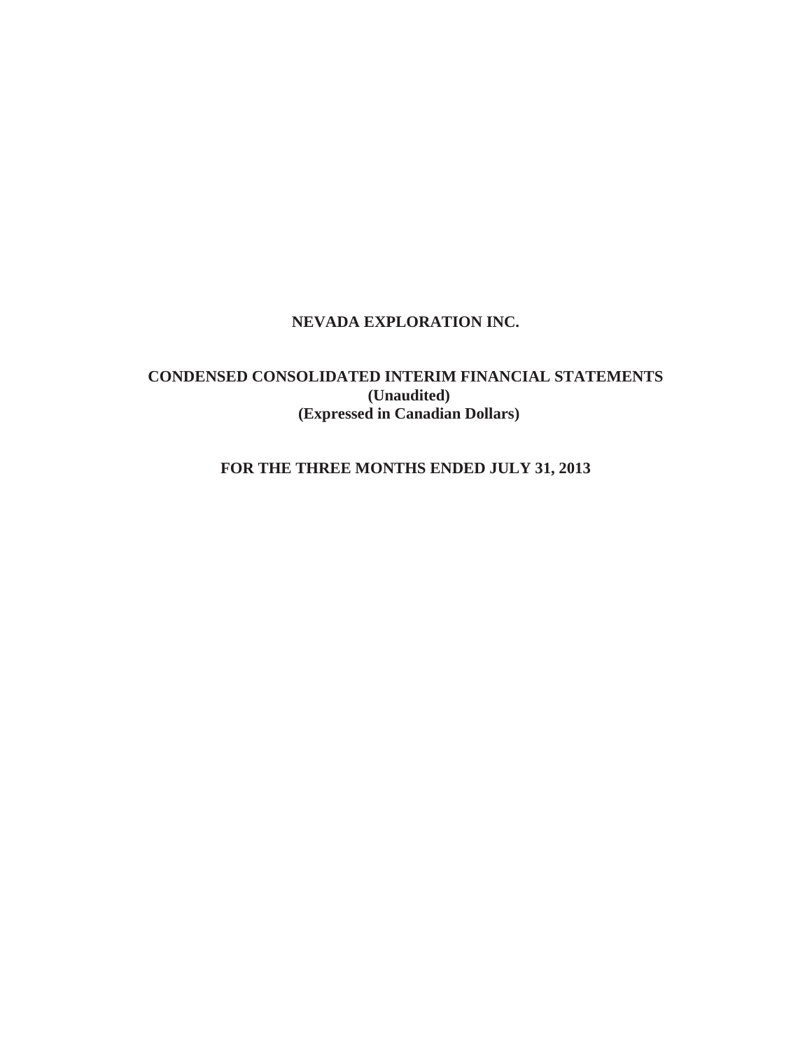# NEVADA EXPLORATION INC.

## CONDENSED CONSOLIDATED INTERIM FINANCIAL STATEMENTS
**(Unaudited)**
**(Expressed in Canadian Dollars)**

## FOR THE THREE MONTHS ENDED JULY 31, 2013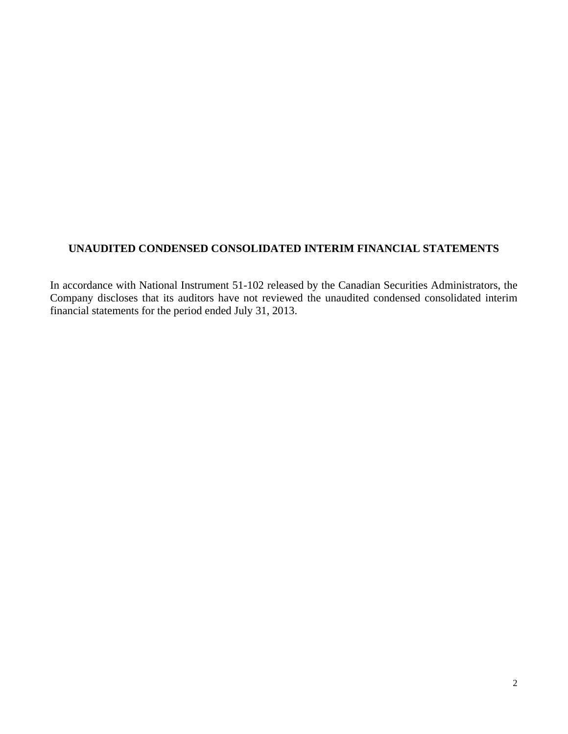## UNAUDITED CONDENSED CONSOLIDATED INTERIM FINANCIAL STATEMENTS

In accordance with National Instrument 51-102 released by the Canadian Securities Administrators, the Company discloses that its auditors have not reviewed the unaudited condensed consolidated interim financial statements for the period ended July 31, 2013.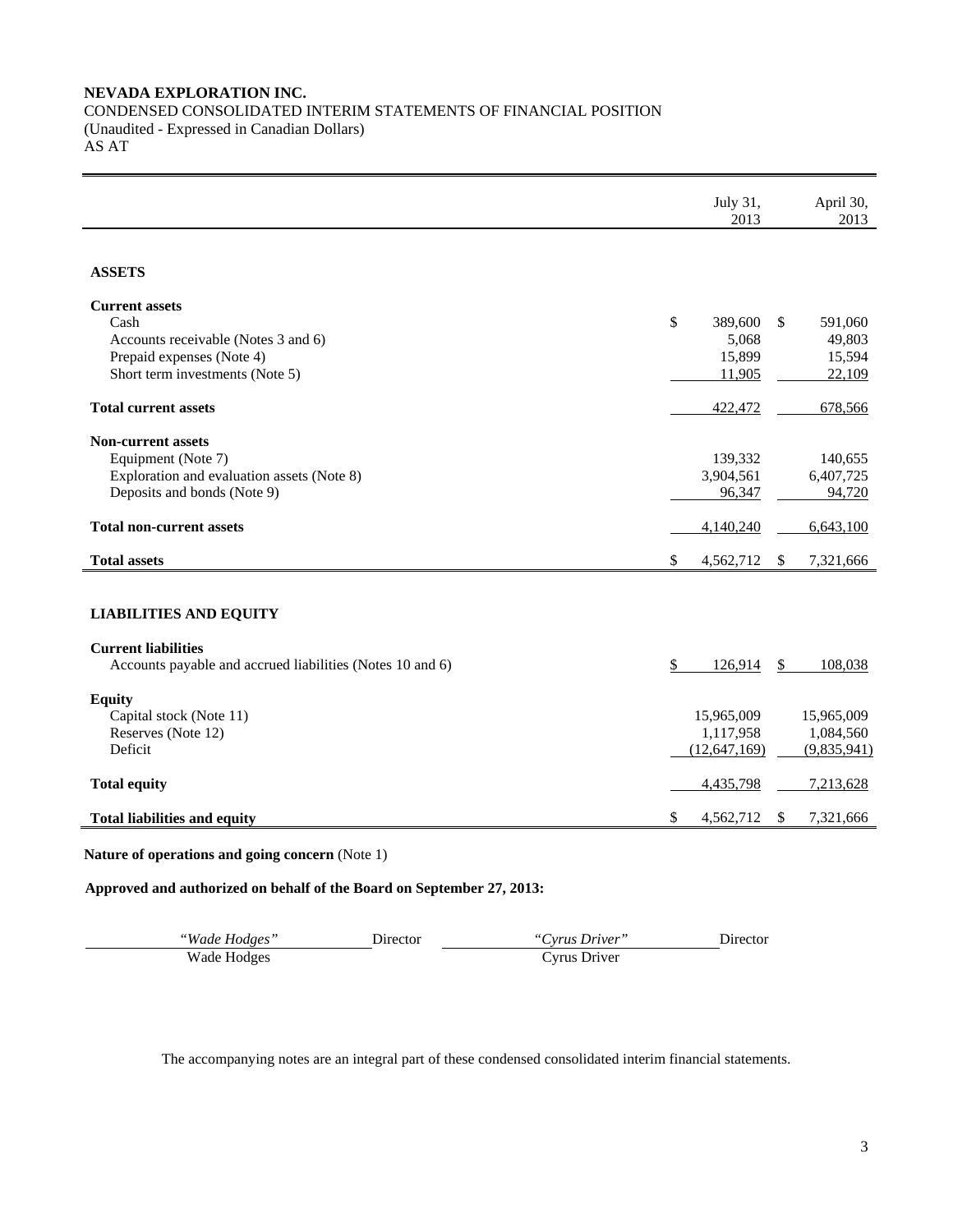**NEVADA EXPLORATION INC.**
CONDENSED CONSOLIDATED INTERIM STATEMENTS OF FINANCIAL POSITION
(Unaudited - Expressed in Canadian Dollars)
AS AT

| | July 31, 2013 | April 30, 2013 |
|---|---|---|
| **ASSETS** | | |
| **Current assets** | | |
| Cash | $ 389,600 | $ 591,060 |
| Accounts receivable (Notes 3 and 6) | 5,068 | 49,803 |
| Prepaid expenses (Note 4) | 15,899 | 15,594 |
| Short term investments (Note 5) | 11,905 | 22,109 |
| **Total current assets** | 422,472 | 678,566 |
| **Non-current assets** | | |
| Equipment (Note 7) | 139,332 | 140,655 |
| Exploration and evaluation assets (Note 8) | 3,904,561 | 6,407,725 |
| Deposits and bonds (Note 9) | 96,347 | 94,720 |
| **Total non-current assets** | 4,140,240 | 6,643,100 |
| **Total assets** | $ 4,562,712 | $ 7,321,666 |
| **LIABILITIES AND EQUITY** | | |
| **Current liabilities** | | |
| Accounts payable and accrued liabilities (Notes 10 and 6) | $ 126,914 | $ 108,038 |
| **Equity** | | |
| Capital stock (Note 11) | 15,965,009 | 15,965,009 |
| Reserves (Note 12) | 1,117,958 | 1,084,560 |
| Deficit | (12,647,169) | (9,835,941) |
| **Total equity** | 4,435,798 | 7,213,628 |
| **Total liabilities and equity** | $ 4,562,712 | $ 7,321,666 |

**Nature of operations and going concern** (Note 1)

**Approved and authorized on behalf of the Board on September 27, 2013:**

| | | | |
|---|---|---|---|
| *"Wade Hodges"* | Director | *"Cyrus Driver"* | Director |
| Wade Hodges | | Cyrus Driver | |

The accompanying notes are an integral part of these condensed consolidated interim financial statements.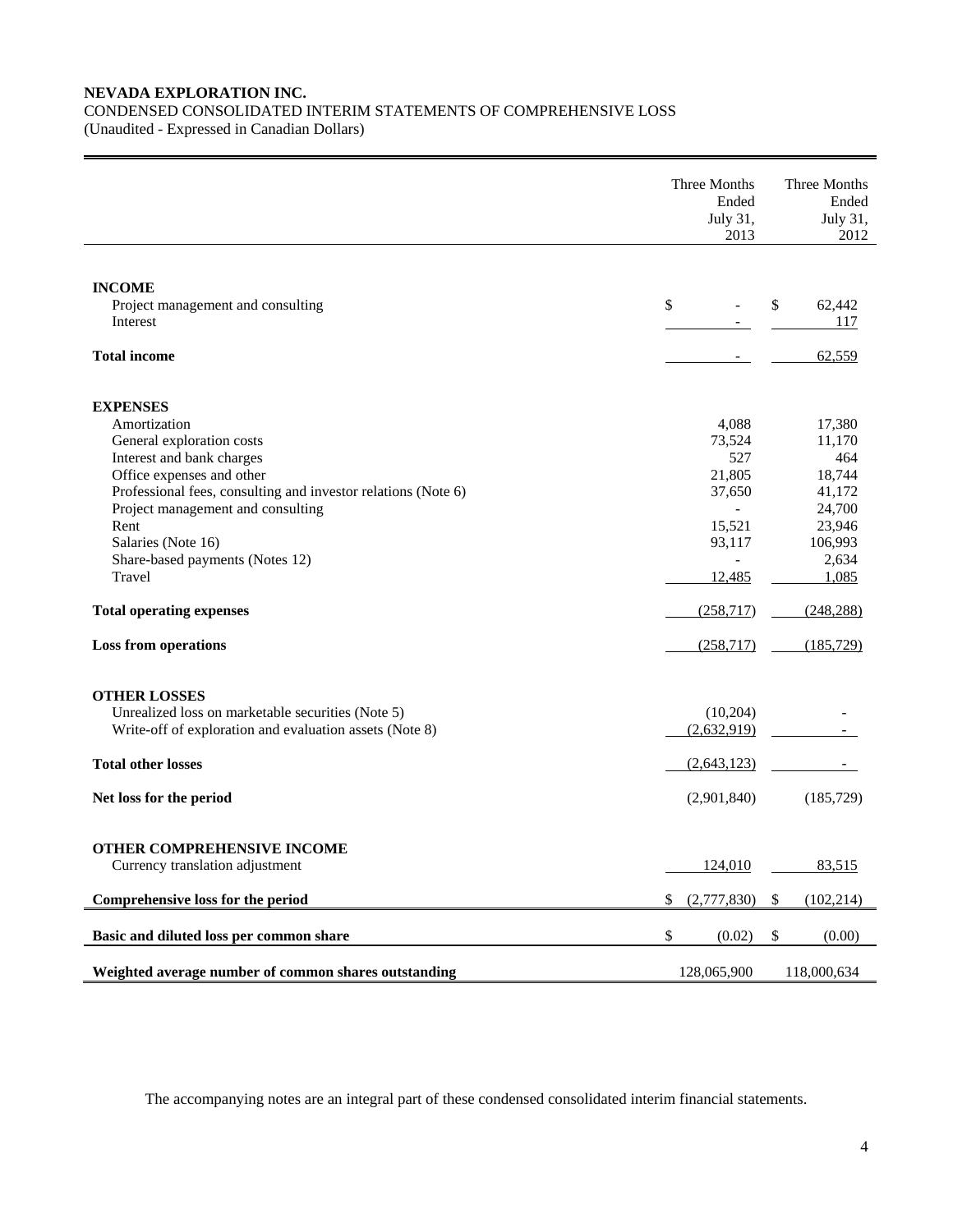**NEVADA EXPLORATION INC.**
CONDENSED CONSOLIDATED INTERIM STATEMENTS OF COMPREHENSIVE LOSS
(Unaudited - Expressed in Canadian Dollars)

| | Three Months Ended July 31, 2013 | Three Months Ended July 31, 2012 |
|---|---|---|
| **INCOME** | | |
| Project management and consulting | $ - | $ 62,442 |
| Interest | - | 117 |
| **Total income** | - | 62,559 |
| **EXPENSES** | | |
| Amortization | 4,088 | 17,380 |
| General exploration costs | 73,524 | 11,170 |
| Interest and bank charges | 527 | 464 |
| Office expenses and other | 21,805 | 18,744 |
| Professional fees, consulting and investor relations (Note 6) | 37,650 | 41,172 |
| Project management and consulting | - | 24,700 |
| Rent | 15,521 | 23,946 |
| Salaries (Note 16) | 93,117 | 106,993 |
| Share-based payments (Notes 12) | - | 2,634 |
| Travel | 12,485 | 1,085 |
| **Total operating expenses** | (258,717) | (248,288) |
| **Loss from operations** | (258,717) | (185,729) |
| **OTHER LOSSES** | | |
| Unrealized loss on marketable securities (Note 5) | (10,204) | - |
| Write-off of exploration and evaluation assets (Note 8) | (2,632,919) | - |
| **Total other losses** | (2,643,123) | - |
| **Net loss for the period** | (2,901,840) | (185,729) |
| **OTHER COMPREHENSIVE INCOME** | | |
| Currency translation adjustment | 124,010 | 83,515 |
| **Comprehensive loss for the period** | $ (2,777,830) | $ (102,214) |
| **Basic and diluted loss per common share** | $ (0.02) | $ (0.00) |
| **Weighted average number of common shares outstanding** | 128,065,900 | 118,000,634 |

The accompanying notes are an integral part of these condensed consolidated interim financial statements.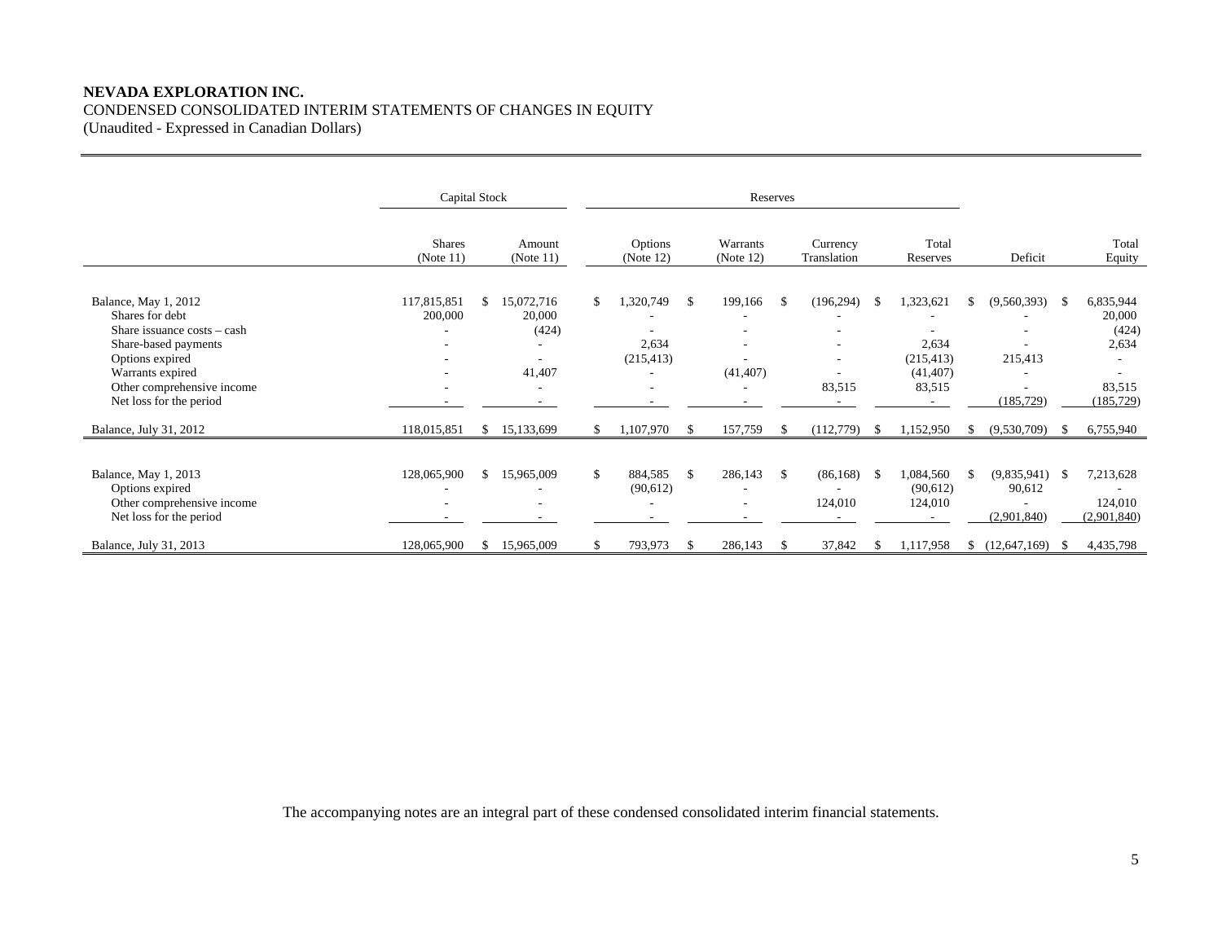**NEVADA EXPLORATION INC.**
CONDENSED CONSOLIDATED INTERIM STATEMENTS OF CHANGES IN EQUITY
(Unaudited - Expressed in Canadian Dollars)

| | Capital Stock | | Reserves | | | | | |
|---|---|---|---|---|---|---|---|---|
| | Shares (Note 11) | Amount (Note 11) | Options (Note 12) | Warrants (Note 12) | Currency Translation | Total Reserves | Deficit | Total Equity |
| Balance, May 1, 2012 | 117,815,851 | $ 15,072,716 | $ 1,320,749 | $ 199,166 | $ (196,294) | $ 1,323,621 | $ (9,560,393) | $ 6,835,944 |
| Shares for debt | 200,000 | 20,000 | - | - | - | - | - | 20,000 |
| Share issuance costs – cash | - | (424) | - | - | - | - | - | (424) |
| Share-based payments | - | - | 2,634 | - | - | 2,634 | - | 2,634 |
| Options expired | - | - | (215,413) | - | - | (215,413) | 215,413 | - |
| Warrants expired | - | 41,407 | - | (41,407) | - | (41,407) | - | - |
| Other comprehensive income | - | - | - | - | 83,515 | 83,515 | - | 83,515 |
| Net loss for the period | - | - | - | - | - | - | (185,729) | (185,729) |
| Balance, July 31, 2012 | 118,015,851 | $ 15,133,699 | $ 1,107,970 | $ 157,759 | $ (112,779) | $ 1,152,950 | $ (9,530,709) | $ 6,755,940 |
| | | | | | | | | |
| Balance, May 1, 2013 | 128,065,900 | $ 15,965,009 | $ 884,585 | $ 286,143 | $ (86,168) | $ 1,084,560 | $ (9,835,941) | $ 7,213,628 |
| Options expired | - | - | (90,612) | - | - | (90,612) | 90,612 | - |
| Other comprehensive income | - | - | - | - | 124,010 | 124,010 | - | 124,010 |
| Net loss for the period | - | - | - | - | - | - | (2,901,840) | (2,901,840) |
| Balance, July 31, 2013 | 128,065,900 | $ 15,965,009 | $ 793,973 | $ 286,143 | $ 37,842 | $ 1,117,958 | $ (12,647,169) | $ 4,435,798 |

The accompanying notes are an integral part of these condensed consolidated interim financial statements.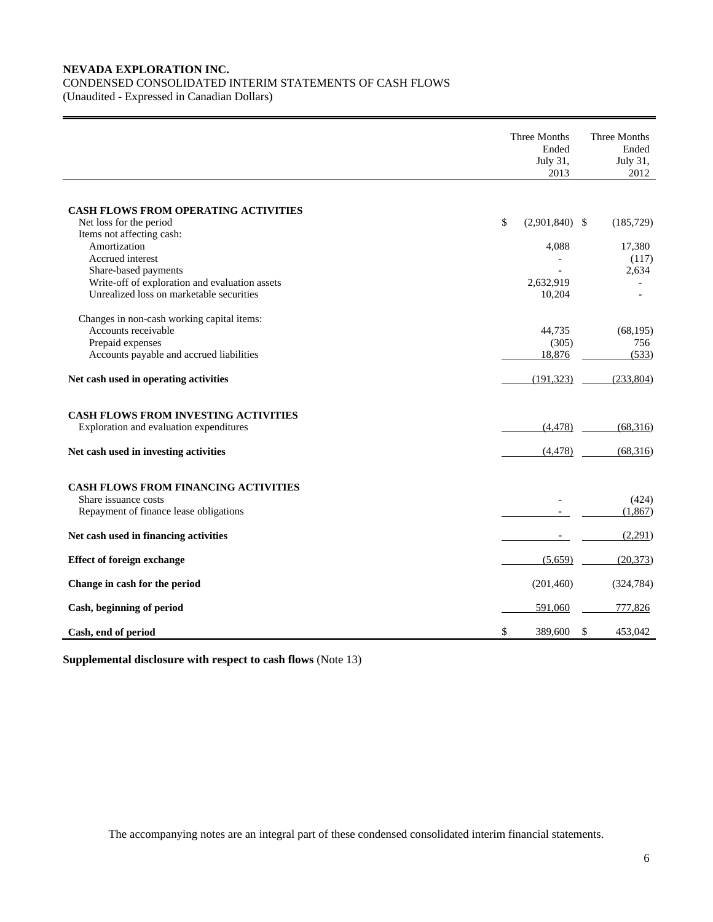**NEVADA EXPLORATION INC.**
CONDENSED CONSOLIDATED INTERIM STATEMENTS OF CASH FLOWS
(Unaudited - Expressed in Canadian Dollars)

| | Three Months Ended July 31, 2013 | Three Months Ended July 31, 2012 |
|---|---|---|
| **CASH FLOWS FROM OPERATING ACTIVITIES** | | |
| Net loss for the period | $ (2,901,840) | $ (185,729) |
| Items not affecting cash: | | |
| Amortization | 4,088 | 17,380 |
| Accrued interest | - | (117) |
| Share-based payments | - | 2,634 |
| Write-off of exploration and evaluation assets | 2,632,919 | - |
| Unrealized loss on marketable securities | 10,204 | - |
| Changes in non-cash working capital items: | | |
| Accounts receivable | 44,735 | (68,195) |
| Prepaid expenses | (305) | 756 |
| Accounts payable and accrued liabilities | 18,876 | (533) |
| **Net cash used in operating activities** | (191,323) | (233,804) |
| **CASH FLOWS FROM INVESTING ACTIVITIES** | | |
| Exploration and evaluation expenditures | (4,478) | (68,316) |
| **Net cash used in investing activities** | (4,478) | (68,316) |
| **CASH FLOWS FROM FINANCING ACTIVITIES** | | |
| Share issuance costs | - | (424) |
| Repayment of finance lease obligations | - | (1,867) |
| **Net cash used in financing activities** | - | (2,291) |
| **Effect of foreign exchange** | (5,659) | (20,373) |
| **Change in cash for the period** | (201,460) | (324,784) |
| **Cash, beginning of period** | 591,060 | 777,826 |
| **Cash, end of period** | $ 389,600 | $ 453,042 |

**Supplemental disclosure with respect to cash flows** (Note 13)

The accompanying notes are an integral part of these condensed consolidated interim financial statements.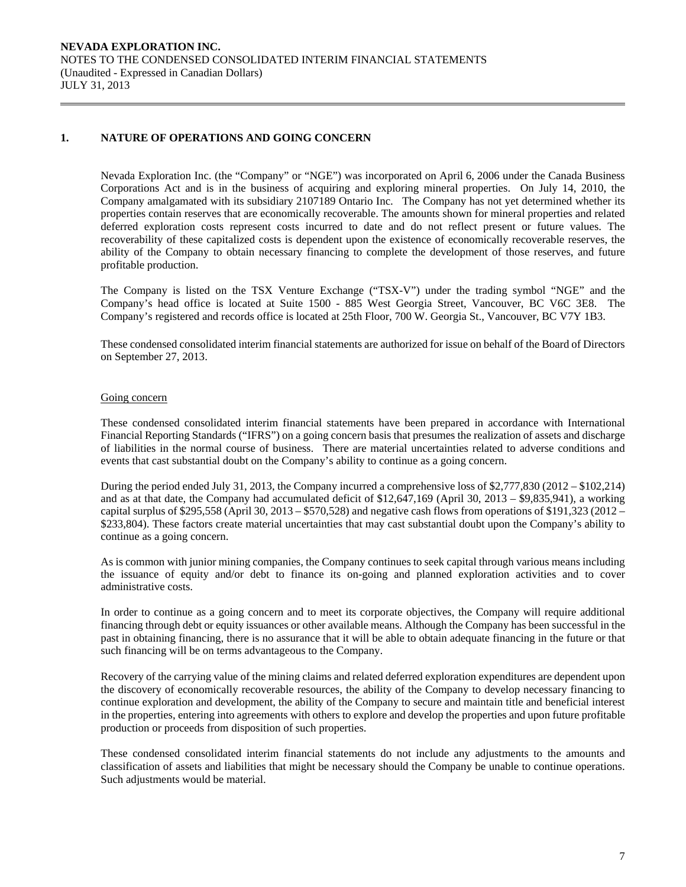## 1. NATURE OF OPERATIONS AND GOING CONCERN

Nevada Exploration Inc. (the "Company" or "NGE") was incorporated on April 6, 2006 under the Canada Business Corporations Act and is in the business of acquiring and exploring mineral properties. On July 14, 2010, the Company amalgamated with its subsidiary 2107189 Ontario Inc. The Company has not yet determined whether its properties contain reserves that are economically recoverable. The amounts shown for mineral properties and related deferred exploration costs represent costs incurred to date and do not reflect present or future values. The recoverability of these capitalized costs is dependent upon the existence of economically recoverable reserves, the ability of the Company to obtain necessary financing to complete the development of those reserves, and future profitable production.

The Company is listed on the TSX Venture Exchange ("TSX-V") under the trading symbol "NGE" and the Company's head office is located at Suite 1500 - 885 West Georgia Street, Vancouver, BC V6C 3E8. The Company's registered and records office is located at 25th Floor, 700 W. Georgia St., Vancouver, BC V7Y 1B3.

These condensed consolidated interim financial statements are authorized for issue on behalf of the Board of Directors on September 27, 2013.

### Going concern

These condensed consolidated interim financial statements have been prepared in accordance with International Financial Reporting Standards ("IFRS") on a going concern basis that presumes the realization of assets and discharge of liabilities in the normal course of business. There are material uncertainties related to adverse conditions and events that cast substantial doubt on the Company's ability to continue as a going concern.

During the period ended July 31, 2013, the Company incurred a comprehensive loss of $2,777,830 (2012 – $102,214) and as at that date, the Company had accumulated deficit of $12,647,169 (April 30, 2013 – $9,835,941), a working capital surplus of $295,558 (April 30, 2013 – $570,528) and negative cash flows from operations of $191,323 (2012 – $233,804). These factors create material uncertainties that may cast substantial doubt upon the Company's ability to continue as a going concern.

As is common with junior mining companies, the Company continues to seek capital through various means including the issuance of equity and/or debt to finance its on-going and planned exploration activities and to cover administrative costs.

In order to continue as a going concern and to meet its corporate objectives, the Company will require additional financing through debt or equity issuances or other available means. Although the Company has been successful in the past in obtaining financing, there is no assurance that it will be able to obtain adequate financing in the future or that such financing will be on terms advantageous to the Company.

Recovery of the carrying value of the mining claims and related deferred exploration expenditures are dependent upon the discovery of economically recoverable resources, the ability of the Company to develop necessary financing to continue exploration and development, the ability of the Company to secure and maintain title and beneficial interest in the properties, entering into agreements with others to explore and develop the properties and upon future profitable production or proceeds from disposition of such properties.

These condensed consolidated interim financial statements do not include any adjustments to the amounts and classification of assets and liabilities that might be necessary should the Company be unable to continue operations. Such adjustments would be material.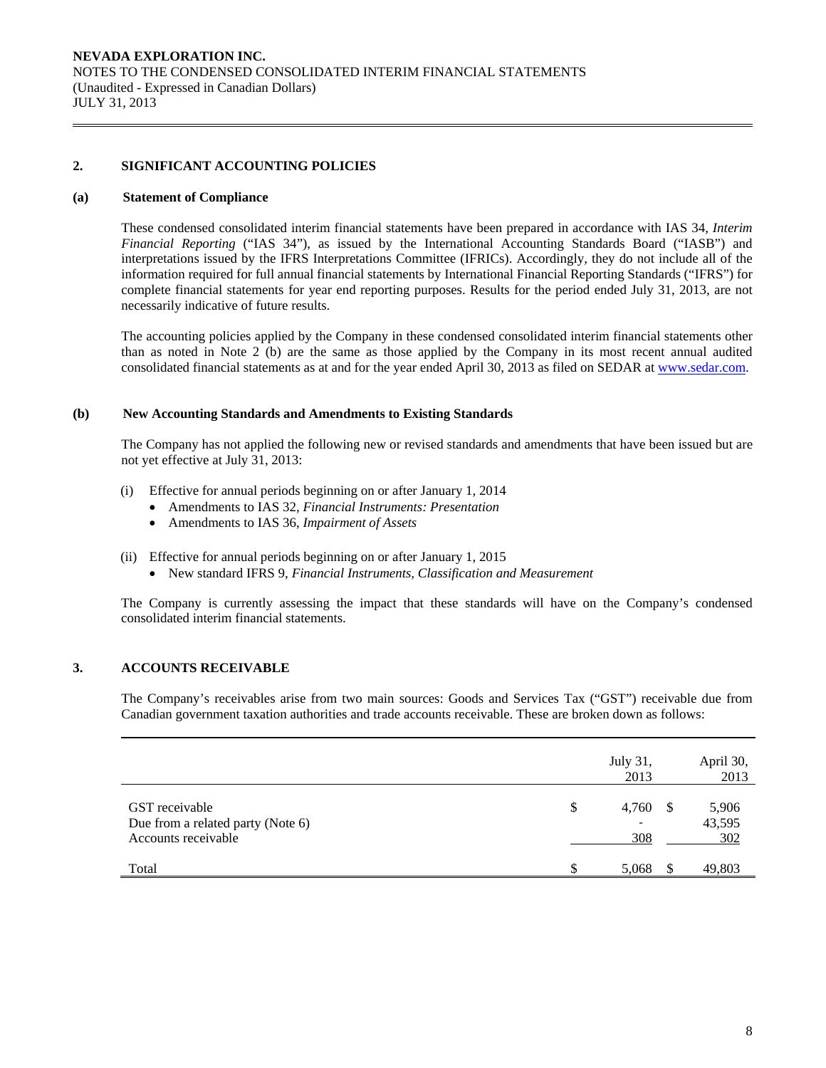## 2. SIGNIFICANT ACCOUNTING POLICIES

### (a) Statement of Compliance

These condensed consolidated interim financial statements have been prepared in accordance with IAS 34, *Interim Financial Reporting* ("IAS 34"), as issued by the International Accounting Standards Board ("IASB") and interpretations issued by the IFRS Interpretations Committee (IFRICs). Accordingly, they do not include all of the information required for full annual financial statements by International Financial Reporting Standards ("IFRS") for complete financial statements for year end reporting purposes. Results for the period ended July 31, 2013, are not necessarily indicative of future results.

The accounting policies applied by the Company in these condensed consolidated interim financial statements other than as noted in Note 2 (b) are the same as those applied by the Company in its most recent annual audited consolidated financial statements as at and for the year ended April 30, 2013 as filed on SEDAR at www.sedar.com.

### (b) New Accounting Standards and Amendments to Existing Standards

The Company has not applied the following new or revised standards and amendments that have been issued but are not yet effective at July 31, 2013:

(i) Effective for annual periods beginning on or after January 1, 2014
- Amendments to IAS 32, *Financial Instruments: Presentation*
- Amendments to IAS 36, *Impairment of Assets*

(ii) Effective for annual periods beginning on or after January 1, 2015
- New standard IFRS 9, *Financial Instruments, Classification and Measurement*

The Company is currently assessing the impact that these standards will have on the Company's condensed consolidated interim financial statements.

## 3. ACCOUNTS RECEIVABLE

The Company's receivables arise from two main sources: Goods and Services Tax ("GST") receivable due from Canadian government taxation authorities and trade accounts receivable. These are broken down as follows:

| | July 31, 2013 | April 30, 2013 |
|---|---|---|
| GST receivable | $ 4,760 | $ 5,906 |
| Due from a related party (Note 6) | - | 43,595 |
| Accounts receivable | 308 | 302 |
| Total | $ 5,068 | $ 49,803 |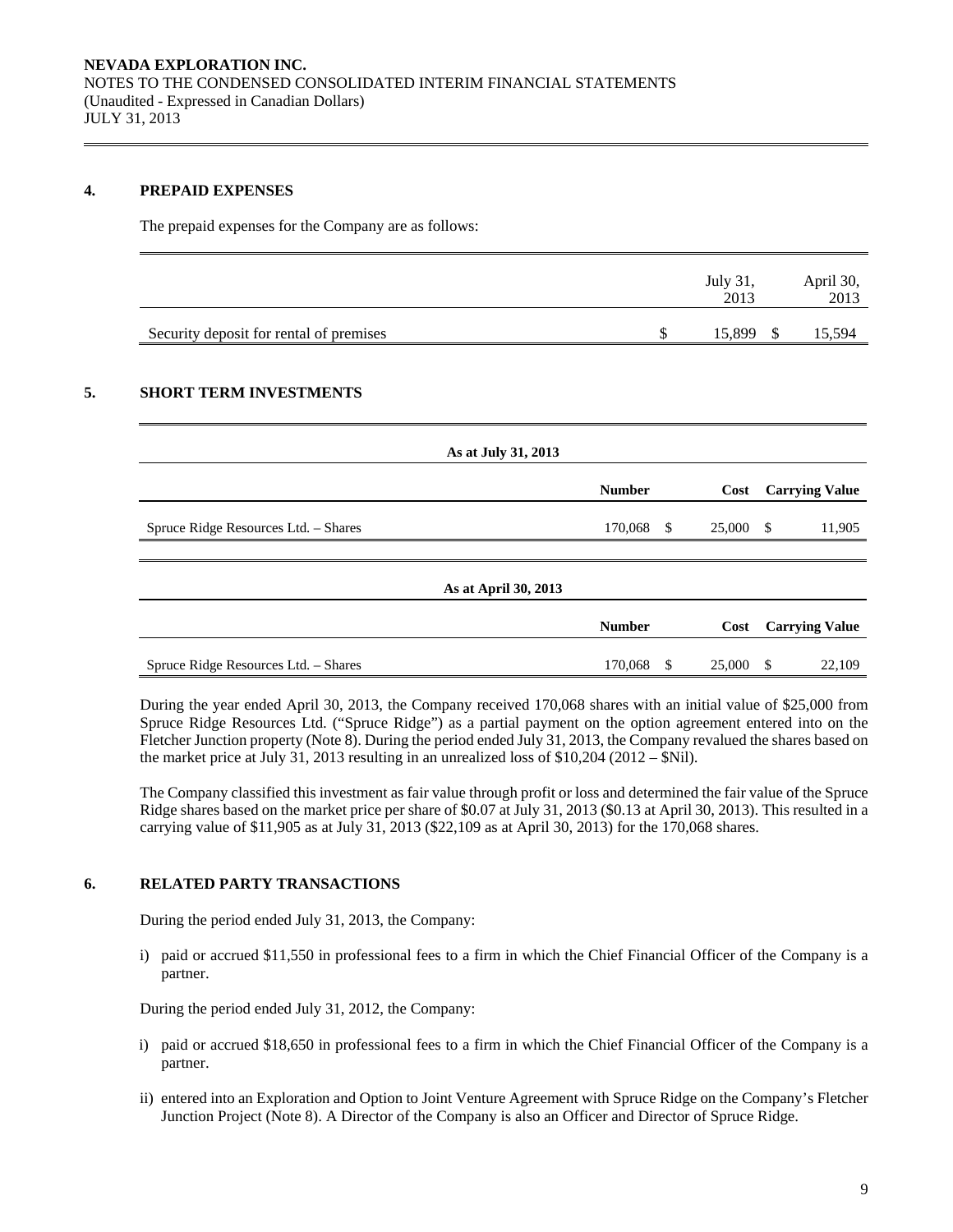NEVADA EXPLORATION INC.
NOTES TO THE CONDENSED CONSOLIDATED INTERIM FINANCIAL STATEMENTS
(Unaudited - Expressed in Canadian Dollars)
JULY 31, 2013

## 4. PREPAID EXPENSES

The prepaid expenses for the Company are as follows:

| | July 31, 2013 | April 30, 2013 |
|---|---|---|
| Security deposit for rental of premises | $ 15,899 | $ 15,594 |

## 5. SHORT TERM INVESTMENTS

| As at July 31, 2013 | | | |
|---|---|---|---|
| | **Number** | **Cost** | **Carrying Value** |
| Spruce Ridge Resources Ltd. – Shares | 170,068 | $ 25,000 | $ 11,905 |

| As at April 30, 2013 | | | |
|---|---|---|---|
| | **Number** | **Cost** | **Carrying Value** |
| Spruce Ridge Resources Ltd. – Shares | 170,068 | $ 25,000 | $ 22,109 |

During the year ended April 30, 2013, the Company received 170,068 shares with an initial value of $25,000 from Spruce Ridge Resources Ltd. ("Spruce Ridge") as a partial payment on the option agreement entered into on the Fletcher Junction property (Note 8). During the period ended July 31, 2013, the Company revalued the shares based on the market price at July 31, 2013 resulting in an unrealized loss of $10,204 (2012 – $Nil).

The Company classified this investment as fair value through profit or loss and determined the fair value of the Spruce Ridge shares based on the market price per share of $0.07 at July 31, 2013 ($0.13 at April 30, 2013). This resulted in a carrying value of $11,905 as at July 31, 2013 ($22,109 as at April 30, 2013) for the 170,068 shares.

## 6. RELATED PARTY TRANSACTIONS

During the period ended July 31, 2013, the Company:

i) paid or accrued $11,550 in professional fees to a firm in which the Chief Financial Officer of the Company is a partner.

During the period ended July 31, 2012, the Company:

i) paid or accrued $18,650 in professional fees to a firm in which the Chief Financial Officer of the Company is a partner.

ii) entered into an Exploration and Option to Joint Venture Agreement with Spruce Ridge on the Company's Fletcher Junction Project (Note 8). A Director of the Company is also an Officer and Director of Spruce Ridge.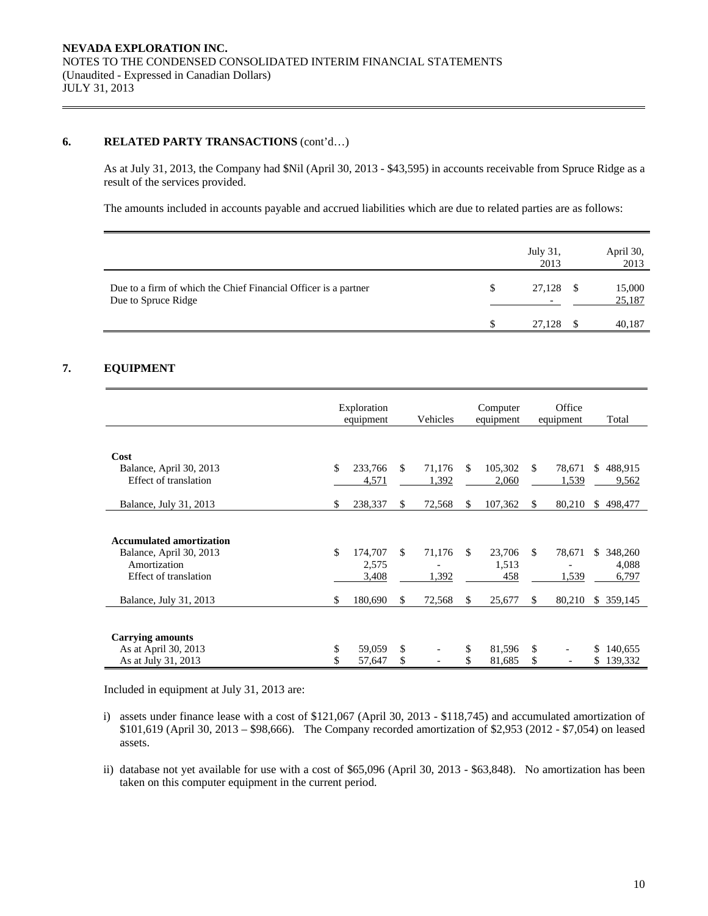## 6. RELATED PARTY TRANSACTIONS (cont'd…)

As at July 31, 2013, the Company had $Nil (April 30, 2013 - $43,595) in accounts receivable from Spruce Ridge as a result of the services provided.

The amounts included in accounts payable and accrued liabilities which are due to related parties are as follows:

| | July 31, 2013 | April 30, 2013 |
|---|---|---|
| Due to a firm of which the Chief Financial Officer is a partner | $ 27,128 | $ 15,000 |
| Due to Spruce Ridge | - | 25,187 |
| | $ 27,128 | $ 40,187 |

## 7. EQUIPMENT

| | Exploration equipment | Vehicles | Computer equipment | Office equipment | Total |
|---|---|---|---|---|---|
| **Cost** | | | | | |
| Balance, April 30, 2013 | $ 233,766 | $ 71,176 | $ 105,302 | $ 78,671 | $ 488,915 |
| Effect of translation | 4,571 | 1,392 | 2,060 | 1,539 | 9,562 |
| Balance, July 31, 2013 | $ 238,337 | $ 72,568 | $ 107,362 | $ 80,210 | $ 498,477 |
| **Accumulated amortization** | | | | | |
| Balance, April 30, 2013 | $ 174,707 | $ 71,176 | $ 23,706 | $ 78,671 | $ 348,260 |
| Amortization | 2,575 | - | 1,513 | - | 4,088 |
| Effect of translation | 3,408 | 1,392 | 458 | 1,539 | 6,797 |
| Balance, July 31, 2013 | $ 180,690 | $ 72,568 | $ 25,677 | $ 80,210 | $ 359,145 |
| **Carrying amounts** | | | | | |
| As at April 30, 2013 | $ 59,059 | $ - | $ 81,596 | $ - | $ 140,655 |
| As at July 31, 2013 | $ 57,647 | $ - | $ 81,685 | $ - | $ 139,332 |

Included in equipment at July 31, 2013 are:

i) assets under finance lease with a cost of $121,067 (April 30, 2013 - $118,745) and accumulated amortization of $101,619 (April 30, 2013 – $98,666). The Company recorded amortization of $2,953 (2012 - $7,054) on leased assets.

ii) database not yet available for use with a cost of $65,096 (April 30, 2013 - $63,848). No amortization has been taken on this computer equipment in the current period.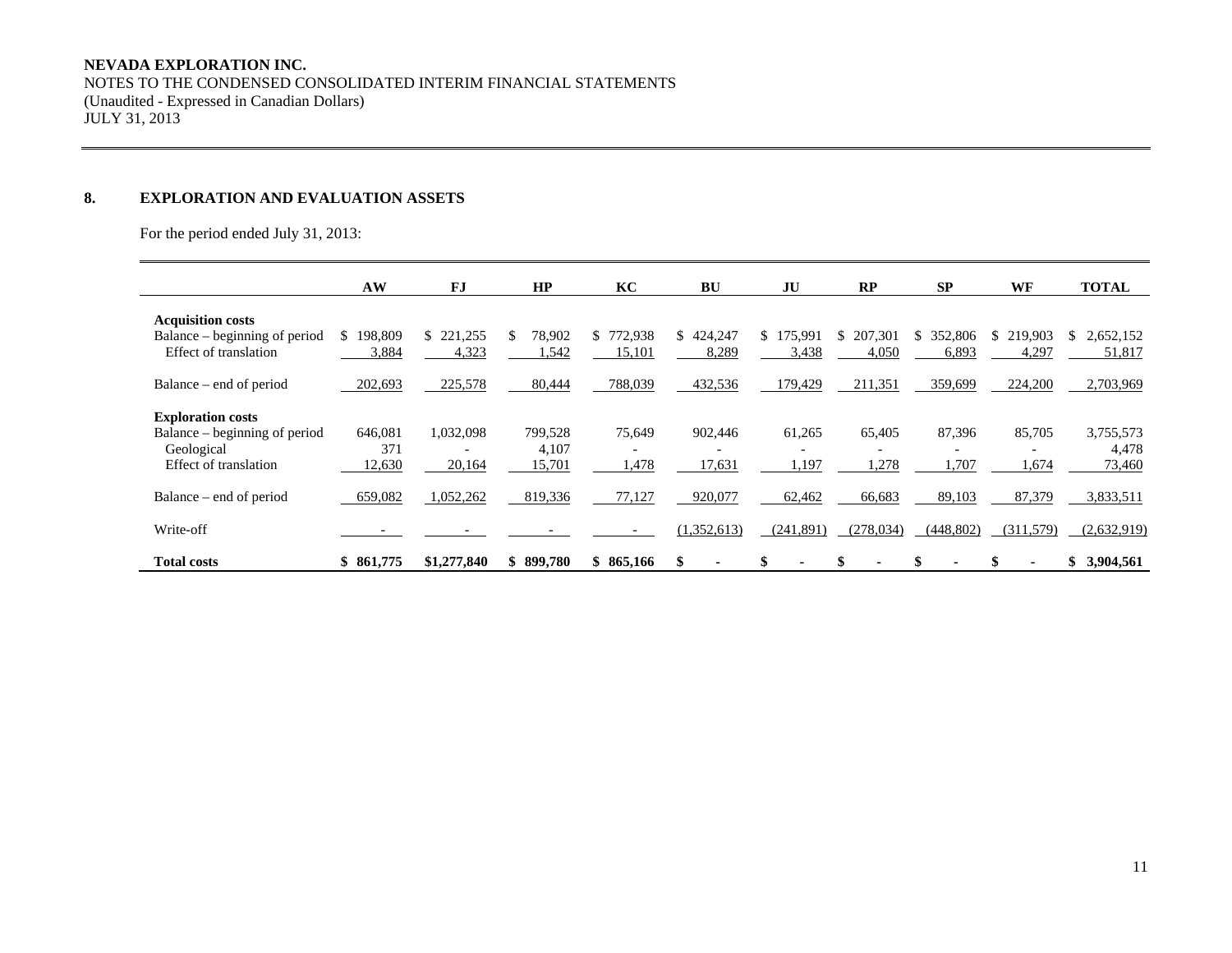**NEVADA EXPLORATION INC.**
NOTES TO THE CONDENSED CONSOLIDATED INTERIM FINANCIAL STATEMENTS
(Unaudited - Expressed in Canadian Dollars)
JULY 31, 2013

## 8. EXPLORATION AND EVALUATION ASSETS

For the period ended July 31, 2013:

| | AW | FJ | HP | KC | BU | JU | RP | SP | WF | TOTAL |
|---|---|---|---|---|---|---|---|---|---|---|
| **Acquisition costs** | | | | | | | | | | |
| Balance – beginning of period | $ 198,809 | $ 221,255 | $ 78,902 | $ 772,938 | $ 424,247 | $ 175,991 | $ 207,301 | $ 352,806 | $ 219,903 | $ 2,652,152 |
| Effect of translation | 3,884 | 4,323 | 1,542 | 15,101 | 8,289 | 3,438 | 4,050 | 6,893 | 4,297 | 51,817 |
| Balance – end of period | 202,693 | 225,578 | 80,444 | 788,039 | 432,536 | 179,429 | 211,351 | 359,699 | 224,200 | 2,703,969 |
| **Exploration costs** | | | | | | | | | | |
| Balance – beginning of period | 646,081 | 1,032,098 | 799,528 | 75,649 | 902,446 | 61,265 | 65,405 | 87,396 | 85,705 | 3,755,573 |
| Geological | 371 | - | 4,107 | - | - | - | - | - | - | 4,478 |
| Effect of translation | 12,630 | 20,164 | 15,701 | 1,478 | 17,631 | 1,197 | 1,278 | 1,707 | 1,674 | 73,460 |
| Balance – end of period | 659,082 | 1,052,262 | 819,336 | 77,127 | 920,077 | 62,462 | 66,683 | 89,103 | 87,379 | 3,833,511 |
| Write-off | - | - | - | - | (1,352,613) | (241,891) | (278,034) | (448,802) | (311,579) | (2,632,919) |
| **Total costs** | **$ 861,775** | **$1,277,840** | **$ 899,780** | **$ 865,166** | **$ -** | **$ -** | **$ -** | **$ -** | **$ -** | **$ 3,904,561** |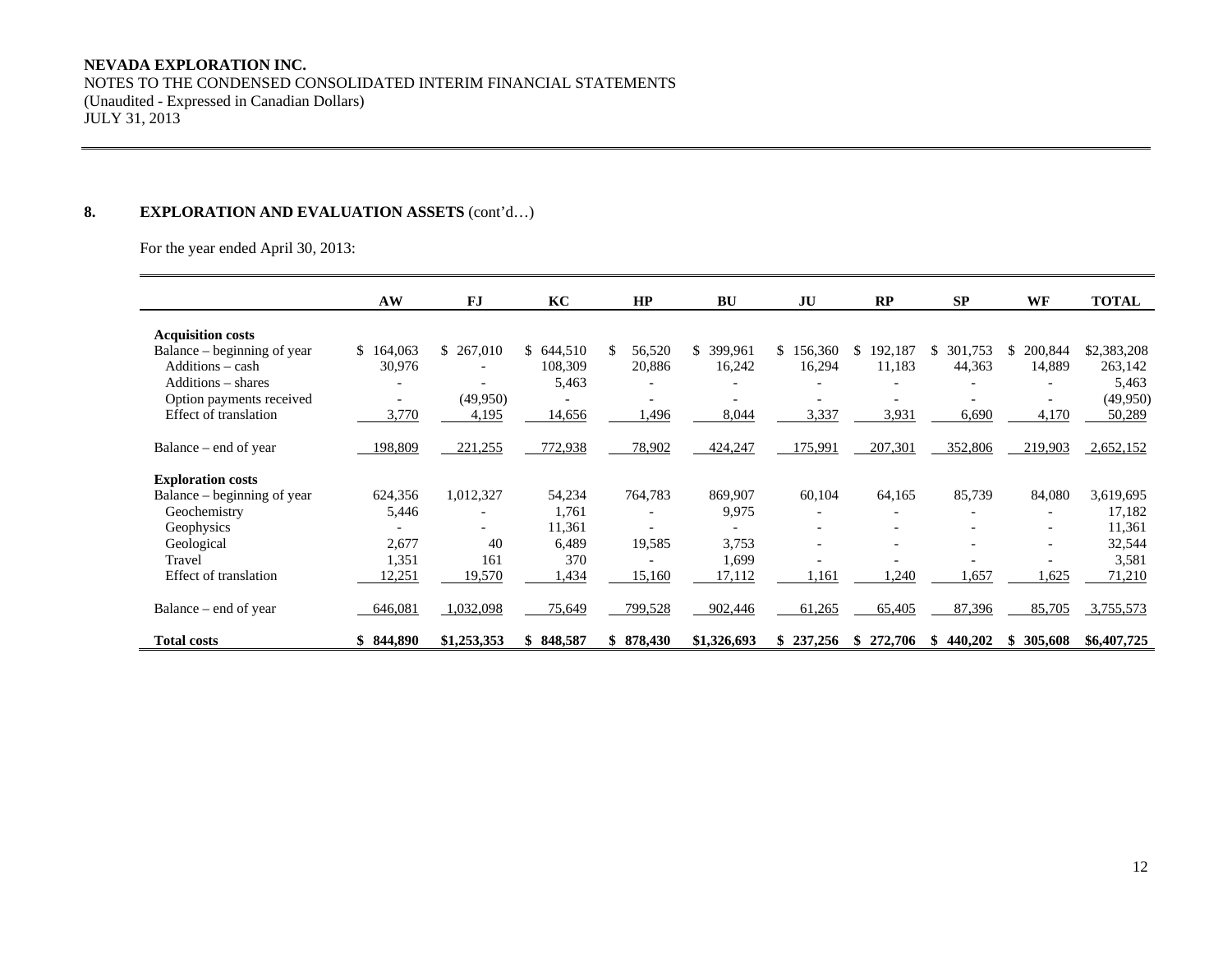**NEVADA EXPLORATION INC.**
NOTES TO THE CONDENSED CONSOLIDATED INTERIM FINANCIAL STATEMENTS
(Unaudited - Expressed in Canadian Dollars)
JULY 31, 2013

## 8. EXPLORATION AND EVALUATION ASSETS (cont'd…)

For the year ended April 30, 2013:

| | AW | FJ | KC | HP | BU | JU | RP | SP | WF | TOTAL |
|---|---|---|---|---|---|---|---|---|---|---|
| **Acquisition costs** | | | | | | | | | | |
| Balance – beginning of year | $ 164,063 | $ 267,010 | $ 644,510 | $ 56,520 | $ 399,961 | $ 156,360 | $ 192,187 | $ 301,753 | $ 200,844 | $2,383,208 |
| Additions – cash | 30,976 | - | 108,309 | 20,886 | 16,242 | 16,294 | 11,183 | 44,363 | 14,889 | 263,142 |
| Additions – shares | - | - | 5,463 | - | - | - | - | - | - | 5,463 |
| Option payments received | - | (49,950) | - | - | - | - | - | - | - | (49,950) |
| Effect of translation | 3,770 | 4,195 | 14,656 | 1,496 | 8,044 | 3,337 | 3,931 | 6,690 | 4,170 | 50,289 |
| Balance – end of year | 198,809 | 221,255 | 772,938 | 78,902 | 424,247 | 175,991 | 207,301 | 352,806 | 219,903 | 2,652,152 |
| **Exploration costs** | | | | | | | | | | |
| Balance – beginning of year | 624,356 | 1,012,327 | 54,234 | 764,783 | 869,907 | 60,104 | 64,165 | 85,739 | 84,080 | 3,619,695 |
| Geochemistry | 5,446 | - | 1,761 | - | 9,975 | - | - | - | - | 17,182 |
| Geophysics | - | - | 11,361 | - | - | - | - | - | - | 11,361 |
| Geological | 2,677 | 40 | 6,489 | 19,585 | 3,753 | - | - | - | - | 32,544 |
| Travel | 1,351 | 161 | 370 | - | 1,699 | - | - | - | - | 3,581 |
| Effect of translation | 12,251 | 19,570 | 1,434 | 15,160 | 17,112 | 1,161 | 1,240 | 1,657 | 1,625 | 71,210 |
| Balance – end of year | 646,081 | 1,032,098 | 75,649 | 799,528 | 902,446 | 61,265 | 65,405 | 87,396 | 85,705 | 3,755,573 |
| **Total costs** | **$ 844,890** | **$1,253,353** | **$ 848,587** | **$ 878,430** | **$1,326,693** | **$ 237,256** | **$ 272,706** | **$ 440,202** | **$ 305,608** | **$6,407,725** |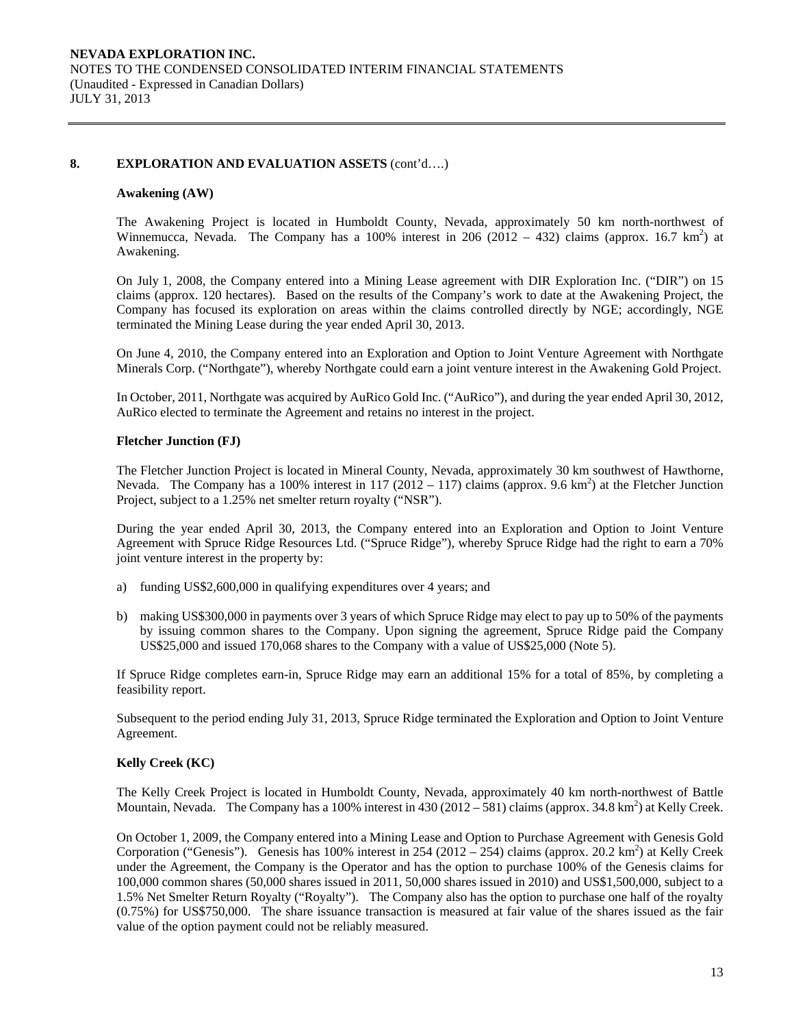## 8. EXPLORATION AND EVALUATION ASSETS (cont'd….)

### Awakening (AW)

The Awakening Project is located in Humboldt County, Nevada, approximately 50 km north-northwest of Winnemucca, Nevada. The Company has a 100% interest in 206 (2012 – 432) claims (approx. 16.7 $km^2$) at Awakening.

On July 1, 2008, the Company entered into a Mining Lease agreement with DIR Exploration Inc. ("DIR") on 15 claims (approx. 120 hectares). Based on the results of the Company's work to date at the Awakening Project, the Company has focused its exploration on areas within the claims controlled directly by NGE; accordingly, NGE terminated the Mining Lease during the year ended April 30, 2013.

On June 4, 2010, the Company entered into an Exploration and Option to Joint Venture Agreement with Northgate Minerals Corp. ("Northgate"), whereby Northgate could earn a joint venture interest in the Awakening Gold Project.

In October, 2011, Northgate was acquired by AuRico Gold Inc. ("AuRico"), and during the year ended April 30, 2012, AuRico elected to terminate the Agreement and retains no interest in the project.

### Fletcher Junction (FJ)

The Fletcher Junction Project is located in Mineral County, Nevada, approximately 30 km southwest of Hawthorne, Nevada. The Company has a 100% interest in 117 (2012 – 117) claims (approx. 9.6 $km^2$) at the Fletcher Junction Project, subject to a 1.25% net smelter return royalty ("NSR").

During the year ended April 30, 2013, the Company entered into an Exploration and Option to Joint Venture Agreement with Spruce Ridge Resources Ltd. ("Spruce Ridge"), whereby Spruce Ridge had the right to earn a 70% joint venture interest in the property by:

a) funding US$2,600,000 in qualifying expenditures over 4 years; and

b) making US$300,000 in payments over 3 years of which Spruce Ridge may elect to pay up to 50% of the payments by issuing common shares to the Company. Upon signing the agreement, Spruce Ridge paid the Company US$25,000 and issued 170,068 shares to the Company with a value of US$25,000 (Note 5).

If Spruce Ridge completes earn-in, Spruce Ridge may earn an additional 15% for a total of 85%, by completing a feasibility report.

Subsequent to the period ending July 31, 2013, Spruce Ridge terminated the Exploration and Option to Joint Venture Agreement.

### Kelly Creek (KC)

The Kelly Creek Project is located in Humboldt County, Nevada, approximately 40 km north-northwest of Battle Mountain, Nevada. The Company has a 100% interest in 430 (2012 – 581) claims (approx. 34.8 $km^2$) at Kelly Creek.

On October 1, 2009, the Company entered into a Mining Lease and Option to Purchase Agreement with Genesis Gold Corporation ("Genesis"). Genesis has 100% interest in 254 (2012 – 254) claims (approx. 20.2 $km^2$) at Kelly Creek under the Agreement, the Company is the Operator and has the option to purchase 100% of the Genesis claims for 100,000 common shares (50,000 shares issued in 2011, 50,000 shares issued in 2010) and US$1,500,000, subject to a 1.5% Net Smelter Return Royalty ("Royalty"). The Company also has the option to purchase one half of the royalty (0.75%) for US$750,000. The share issuance transaction is measured at fair value of the shares issued as the fair value of the option payment could not be reliably measured.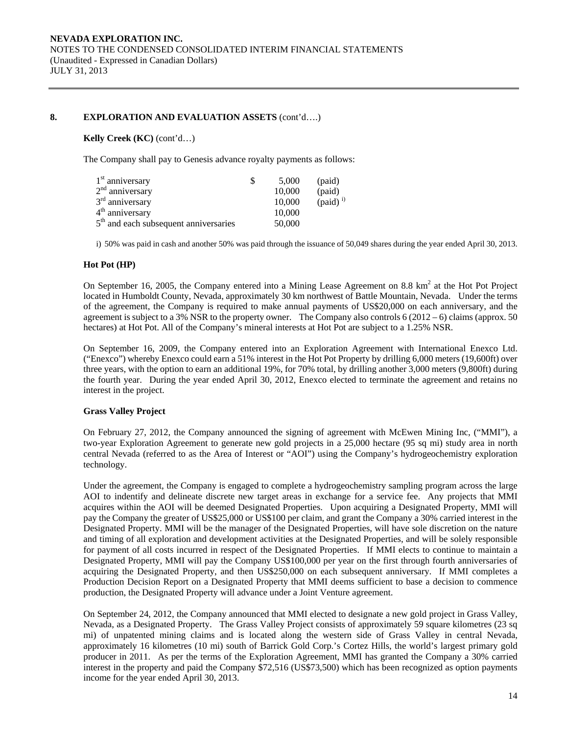## 8. EXPLORATION AND EVALUATION ASSETS (cont'd….)

**Kelly Creek (KC)** (cont'd…)

The Company shall pay to Genesis advance royalty payments as follows:

| | | | |
|---|---|---|---|
| 1st anniversary | $ | 5,000 | (paid) |
| 2nd anniversary | | 10,000 | (paid) |
| 3rd anniversary | | 10,000 | (paid) i) |
| 4th anniversary | | 10,000 | |
| 5th and each subsequent anniversaries | | 50,000 | |

i) 50% was paid in cash and another 50% was paid through the issuance of 50,049 shares during the year ended April 30, 2013.

### Hot Pot (HP)

On September 16, 2005, the Company entered into a Mining Lease Agreement on 8.8 $km^2$ at the Hot Pot Project located in Humboldt County, Nevada, approximately 30 km northwest of Battle Mountain, Nevada. Under the terms of the agreement, the Company is required to make annual payments of US$20,000 on each anniversary, and the agreement is subject to a 3% NSR to the property owner. The Company also controls 6 (2012 – 6) claims (approx. 50 hectares) at Hot Pot. All of the Company's mineral interests at Hot Pot are subject to a 1.25% NSR.

On September 16, 2009, the Company entered into an Exploration Agreement with International Enexco Ltd. ("Enexco") whereby Enexco could earn a 51% interest in the Hot Pot Property by drilling 6,000 meters (19,600ft) over three years, with the option to earn an additional 19%, for 70% total, by drilling another 3,000 meters (9,800ft) during the fourth year. During the year ended April 30, 2012, Enexco elected to terminate the agreement and retains no interest in the project.

### Grass Valley Project

On February 27, 2012, the Company announced the signing of agreement with McEwen Mining Inc, ("MMI"), a two-year Exploration Agreement to generate new gold projects in a 25,000 hectare (95 sq mi) study area in north central Nevada (referred to as the Area of Interest or "AOI") using the Company's hydrogeochemistry exploration technology.

Under the agreement, the Company is engaged to complete a hydrogeochemistry sampling program across the large AOI to indentify and delineate discrete new target areas in exchange for a service fee. Any projects that MMI acquires within the AOI will be deemed Designated Properties. Upon acquiring a Designated Property, MMI will pay the Company the greater of US$25,000 or US$100 per claim, and grant the Company a 30% carried interest in the Designated Property. MMI will be the manager of the Designated Properties, will have sole discretion on the nature and timing of all exploration and development activities at the Designated Properties, and will be solely responsible for payment of all costs incurred in respect of the Designated Properties. If MMI elects to continue to maintain a Designated Property, MMI will pay the Company US$100,000 per year on the first through fourth anniversaries of acquiring the Designated Property, and then US$250,000 on each subsequent anniversary. If MMI completes a Production Decision Report on a Designated Property that MMI deems sufficient to base a decision to commence production, the Designated Property will advance under a Joint Venture agreement.

On September 24, 2012, the Company announced that MMI elected to designate a new gold project in Grass Valley, Nevada, as a Designated Property. The Grass Valley Project consists of approximately 59 square kilometres (23 sq mi) of unpatented mining claims and is located along the western side of Grass Valley in central Nevada, approximately 16 kilometres (10 mi) south of Barrick Gold Corp.'s Cortez Hills, the world's largest primary gold producer in 2011. As per the terms of the Exploration Agreement, MMI has granted the Company a 30% carried interest in the property and paid the Company $72,516 (US$73,500) which has been recognized as option payments income for the year ended April 30, 2013.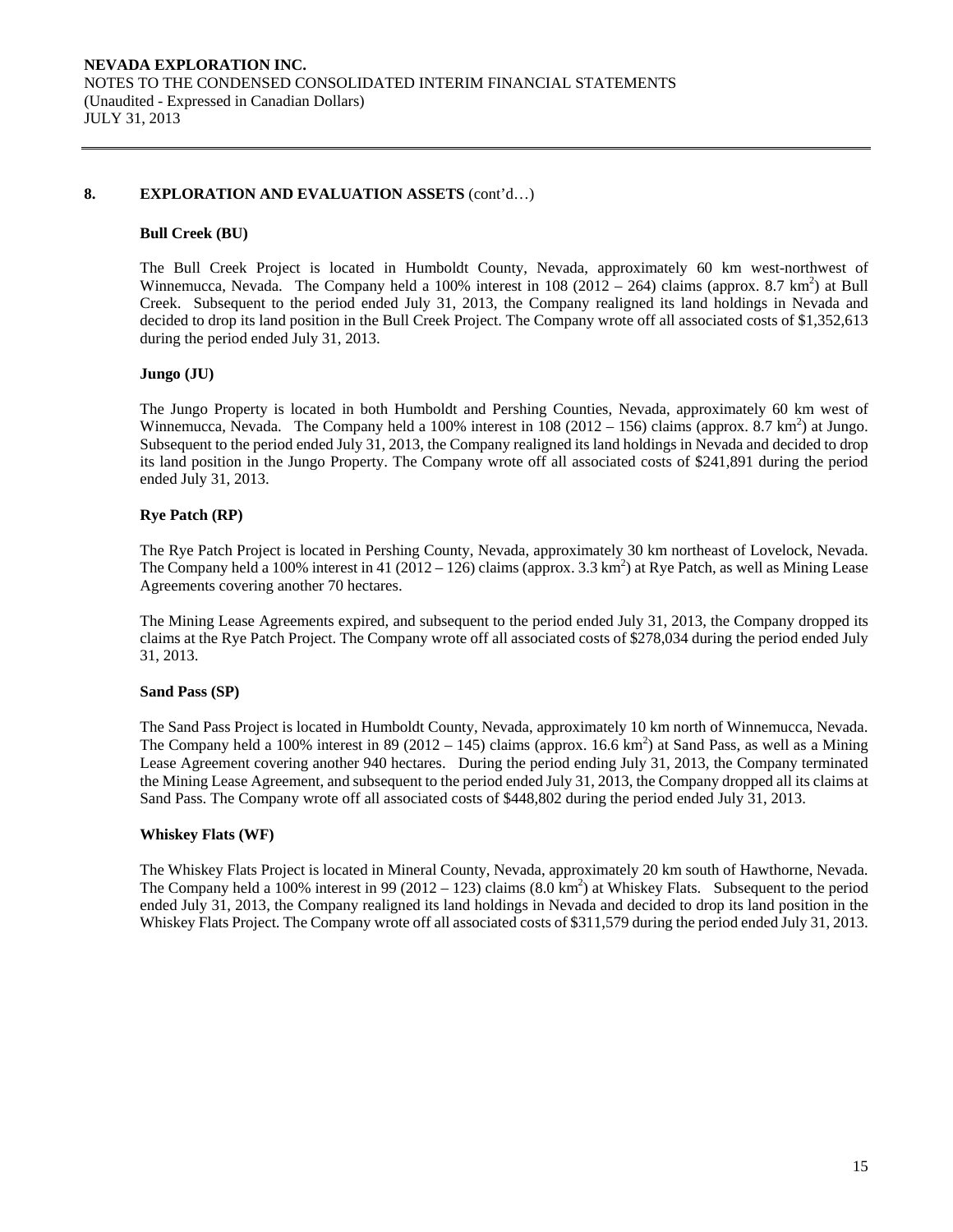## 8. EXPLORATION AND EVALUATION ASSETS (cont'd…)

### Bull Creek (BU)

The Bull Creek Project is located in Humboldt County, Nevada, approximately 60 km west-northwest of Winnemucca, Nevada. The Company held a 100% interest in 108 (2012 – 264) claims (approx. 8.7 $km^2$) at Bull Creek. Subsequent to the period ended July 31, 2013, the Company realigned its land holdings in Nevada and decided to drop its land position in the Bull Creek Project. The Company wrote off all associated costs of $1,352,613 during the period ended July 31, 2013.

### Jungo (JU)

The Jungo Property is located in both Humboldt and Pershing Counties, Nevada, approximately 60 km west of Winnemucca, Nevada. The Company held a 100% interest in 108 (2012 – 156) claims (approx. 8.7 $km^2$) at Jungo. Subsequent to the period ended July 31, 2013, the Company realigned its land holdings in Nevada and decided to drop its land position in the Jungo Property. The Company wrote off all associated costs of $241,891 during the period ended July 31, 2013.

### Rye Patch (RP)

The Rye Patch Project is located in Pershing County, Nevada, approximately 30 km northeast of Lovelock, Nevada. The Company held a 100% interest in 41 (2012 – 126) claims (approx. 3.3 $km^2$) at Rye Patch, as well as Mining Lease Agreements covering another 70 hectares.

The Mining Lease Agreements expired, and subsequent to the period ended July 31, 2013, the Company dropped its claims at the Rye Patch Project. The Company wrote off all associated costs of $278,034 during the period ended July 31, 2013.

### Sand Pass (SP)

The Sand Pass Project is located in Humboldt County, Nevada, approximately 10 km north of Winnemucca, Nevada. The Company held a 100% interest in 89 (2012 – 145) claims (approx. 16.6 $km^2$) at Sand Pass, as well as a Mining Lease Agreement covering another 940 hectares. During the period ending July 31, 2013, the Company terminated the Mining Lease Agreement, and subsequent to the period ended July 31, 2013, the Company dropped all its claims at Sand Pass. The Company wrote off all associated costs of $448,802 during the period ended July 31, 2013.

### Whiskey Flats (WF)

The Whiskey Flats Project is located in Mineral County, Nevada, approximately 20 km south of Hawthorne, Nevada. The Company held a 100% interest in 99 (2012 – 123) claims (8.0 $km^2$) at Whiskey Flats. Subsequent to the period ended July 31, 2013, the Company realigned its land holdings in Nevada and decided to drop its land position in the Whiskey Flats Project. The Company wrote off all associated costs of $311,579 during the period ended July 31, 2013.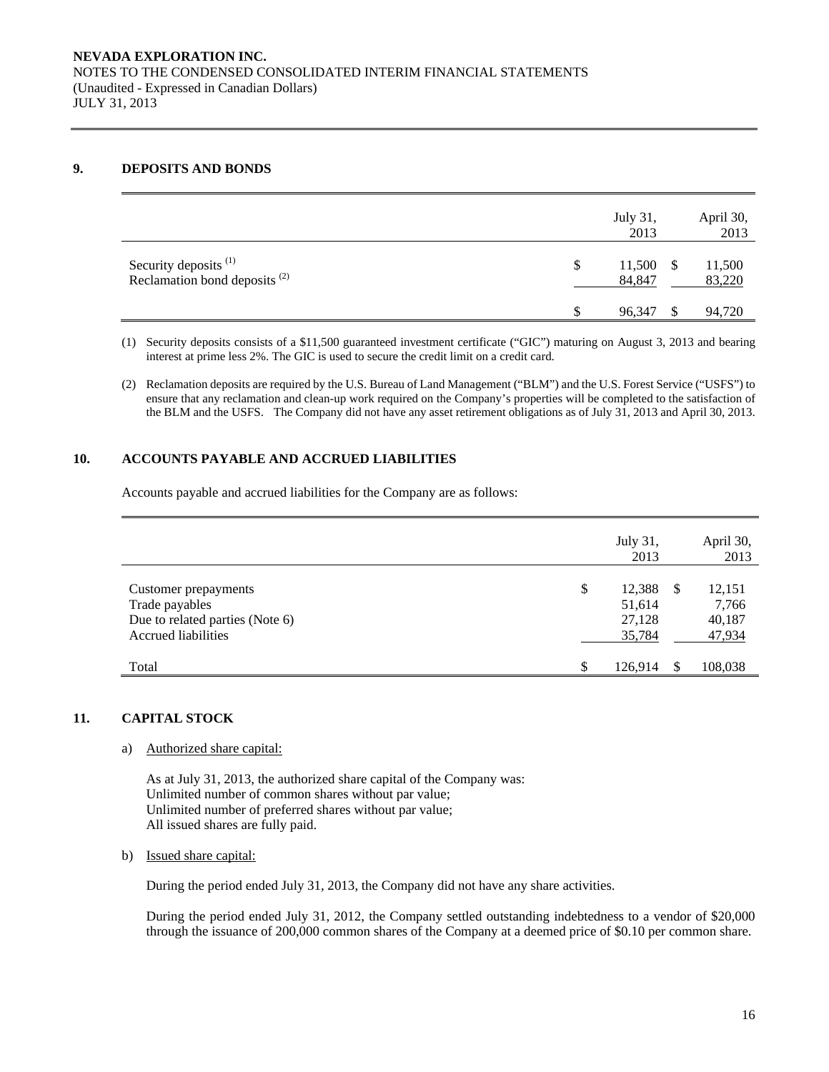## 9. DEPOSITS AND BONDS

| | July 31, 2013 | April 30, 2013 |
|---|---|---|
| Security deposits [(1)] | $ 11,500 | $ 11,500 |
| Reclamation bond deposits [(2)] | 84,847 | 83,220 |
| | $ 96,347 | $ 94,720 |

(1) Security deposits consists of a $11,500 guaranteed investment certificate ("GIC") maturing on August 3, 2013 and bearing interest at prime less 2%. The GIC is used to secure the credit limit on a credit card.

(2) Reclamation deposits are required by the U.S. Bureau of Land Management ("BLM") and the U.S. Forest Service ("USFS") to ensure that any reclamation and clean-up work required on the Company's properties will be completed to the satisfaction of the BLM and the USFS. The Company did not have any asset retirement obligations as of July 31, 2013 and April 30, 2013.

## 10. ACCOUNTS PAYABLE AND ACCRUED LIABILITIES

Accounts payable and accrued liabilities for the Company are as follows:

| | July 31, 2013 | April 30, 2013 |
|---|---|---|
| Customer prepayments | $ 12,388 | $ 12,151 |
| Trade payables | 51,614 | 7,766 |
| Due to related parties (Note 6) | 27,128 | 40,187 |
| Accrued liabilities | 35,784 | 47,934 |
| Total | $ 126,914 | $ 108,038 |

## 11. CAPITAL STOCK

a) Authorized share capital:

As at July 31, 2013, the authorized share capital of the Company was:
Unlimited number of common shares without par value;
Unlimited number of preferred shares without par value;
All issued shares are fully paid.

b) Issued share capital:

During the period ended July 31, 2013, the Company did not have any share activities.

During the period ended July 31, 2012, the Company settled outstanding indebtedness to a vendor of $20,000 through the issuance of 200,000 common shares of the Company at a deemed price of $0.10 per common share.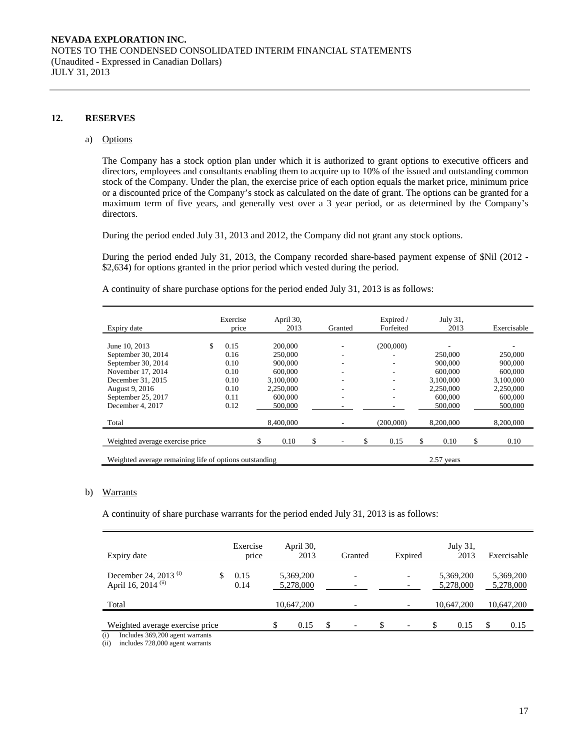**NEVADA EXPLORATION INC.**
NOTES TO THE CONDENSED CONSOLIDATED INTERIM FINANCIAL STATEMENTS
(Unaudited - Expressed in Canadian Dollars)
JULY 31, 2013

## 12. RESERVES

### a) Options

The Company has a stock option plan under which it is authorized to grant options to executive officers and directors, employees and consultants enabling them to acquire up to 10% of the issued and outstanding common stock of the Company. Under the plan, the exercise price of each option equals the market price, minimum price or a discounted price of the Company's stock as calculated on the date of grant. The options can be granted for a maximum term of five years, and generally vest over a 3 year period, or as determined by the Company's directors.

During the period ended July 31, 2013 and 2012, the Company did not grant any stock options.

During the period ended July 31, 2013, the Company recorded share-based payment expense of $Nil (2012 - $2,634) for options granted in the prior period which vested during the period.

A continuity of share purchase options for the period ended July 31, 2013 is as follows:

| Expiry date | Exercise price | April 30, 2013 | Granted | Expired / Forfeited | July 31, 2013 | Exercisable |
|---|---|---|---|---|---|---|
| June 10, 2013 | $ 0.15 | 200,000 | - | (200,000) | - | - |
| September 30, 2014 | 0.16 | 250,000 | - | - | 250,000 | 250,000 |
| September 30, 2014 | 0.10 | 900,000 | - | - | 900,000 | 900,000 |
| November 17, 2014 | 0.10 | 600,000 | - | - | 600,000 | 600,000 |
| December 31, 2015 | 0.10 | 3,100,000 | - | - | 3,100,000 | 3,100,000 |
| August 9, 2016 | 0.10 | 2,250,000 | - | - | 2,250,000 | 2,250,000 |
| September 25, 2017 | 0.11 | 600,000 | - | - | 600,000 | 600,000 |
| December 4, 2017 | 0.12 | 500,000 | - | - | 500,000 | 500,000 |
| Total | | 8,400,000 | - | (200,000) | 8,200,000 | 8,200,000 |
| Weighted average exercise price | | $ 0.10 | $ - | $ 0.15 | $ 0.10 | $ 0.10 |
| Weighted average remaining life of options outstanding | | | | | 2.57 years | |

### b) Warrants

A continuity of share purchase warrants for the period ended July 31, 2013 is as follows:

| Expiry date | Exercise price | April 30, 2013 | Granted | Expired | July 31, 2013 | Exercisable |
|---|---|---|---|---|---|---|
| December 24, 2013 (i) | $ 0.15 | 5,369,200 | - | - | 5,369,200 | 5,369,200 |
| April 16, 2014 (ii) | 0.14 | 5,278,000 | - | - | 5,278,000 | 5,278,000 |
| Total | | 10,647,200 | - | - | 10,647,200 | 10,647,200 |
| Weighted average exercise price | | $ 0.15 | $ - | $ - | $ 0.15 | $ 0.15 |

(i) Includes 369,200 agent warrants
(ii) includes 728,000 agent warrants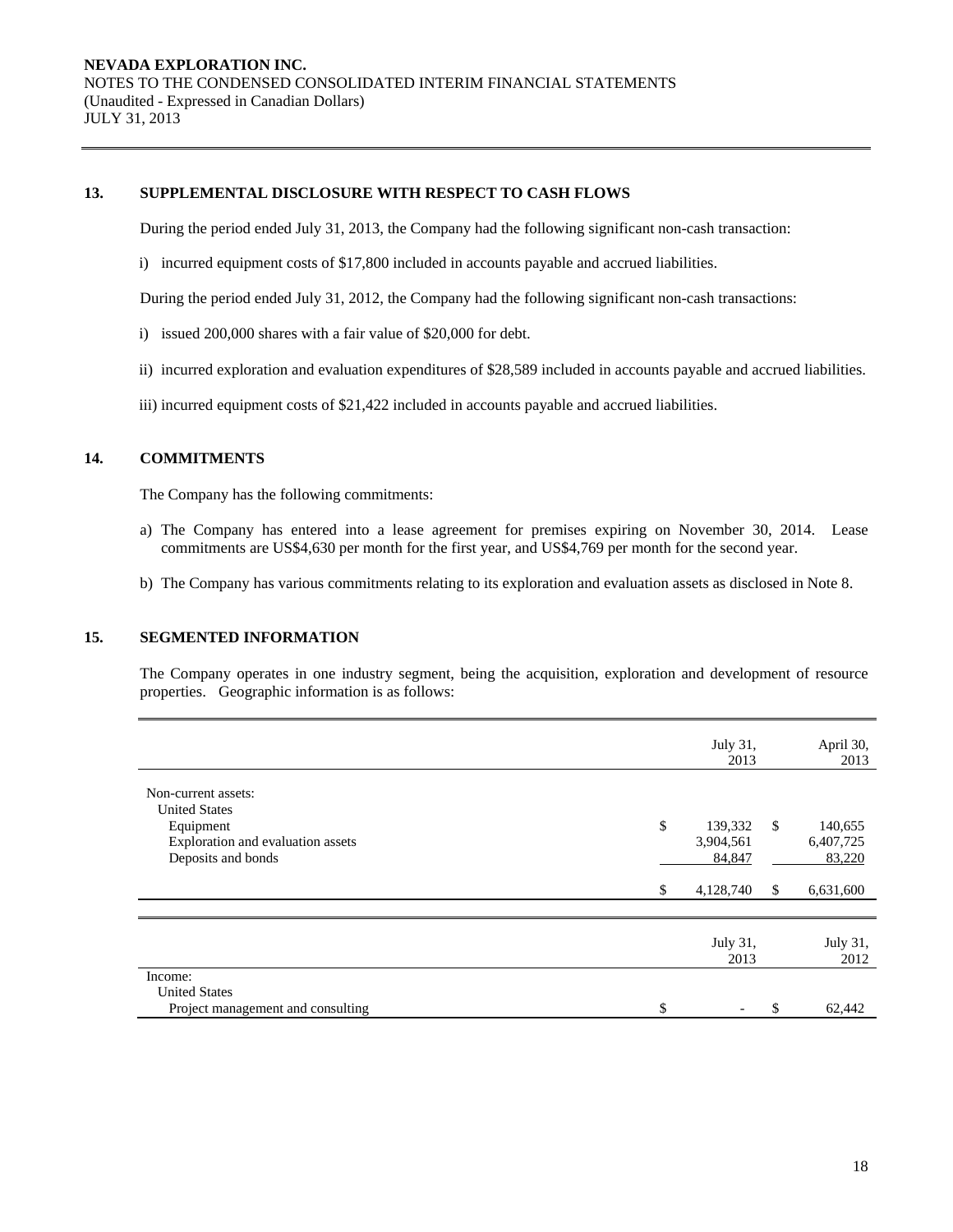**NEVADA EXPLORATION INC.**
NOTES TO THE CONDENSED CONSOLIDATED INTERIM FINANCIAL STATEMENTS
(Unaudited - Expressed in Canadian Dollars)
JULY 31, 2013

## 13. SUPPLEMENTAL DISCLOSURE WITH RESPECT TO CASH FLOWS

During the period ended July 31, 2013, the Company had the following significant non-cash transaction:

i) incurred equipment costs of $17,800 included in accounts payable and accrued liabilities.

During the period ended July 31, 2012, the Company had the following significant non-cash transactions:

i) issued 200,000 shares with a fair value of $20,000 for debt.

ii) incurred exploration and evaluation expenditures of $28,589 included in accounts payable and accrued liabilities.

iii) incurred equipment costs of $21,422 included in accounts payable and accrued liabilities.

## 14. COMMITMENTS

The Company has the following commitments:

a) The Company has entered into a lease agreement for premises expiring on November 30, 2014. Lease commitments are US$4,630 per month for the first year, and US$4,769 per month for the second year.

b) The Company has various commitments relating to its exploration and evaluation assets as disclosed in Note 8.

## 15. SEGMENTED INFORMATION

The Company operates in one industry segment, being the acquisition, exploration and development of resource properties. Geographic information is as follows:

| | July 31, 2013 | April 30, 2013 |
|---|---|---|
| Non-current assets: | | |
| United States | | |
| Equipment | $ 139,332 | $ 140,655 |
| Exploration and evaluation assets | 3,904,561 | 6,407,725 |
| Deposits and bonds | 84,847 | 83,220 |
| | $ 4,128,740 | $ 6,631,600 |

| | July 31, 2013 | July 31, 2012 |
|---|---|---|
| Income: | | |
| United States | | |
| Project management and consulting | $ - | $ 62,442 |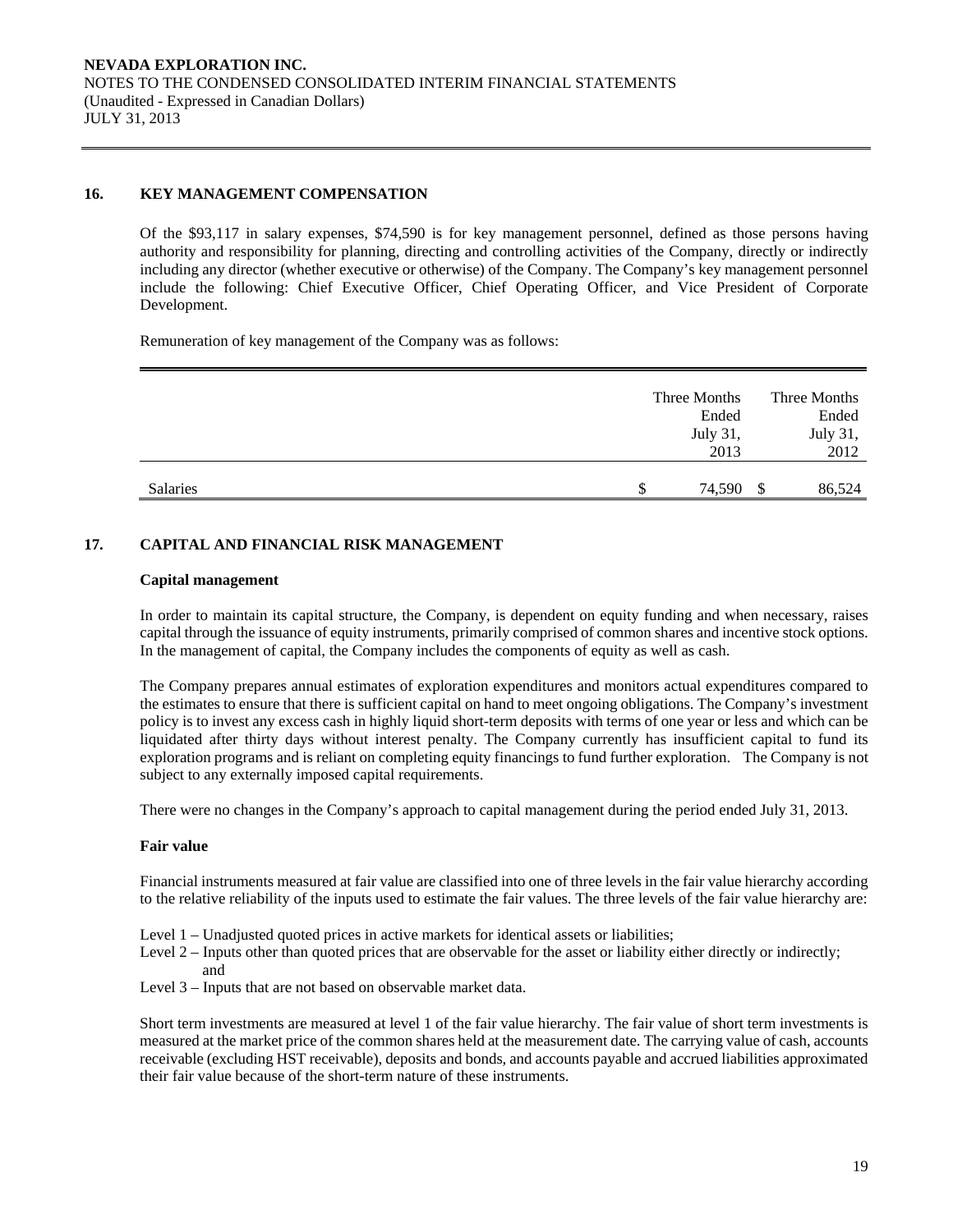## 16. KEY MANAGEMENT COMPENSATION

Of the $93,117 in salary expenses, $74,590 is for key management personnel, defined as those persons having authority and responsibility for planning, directing and controlling activities of the Company, directly or indirectly including any director (whether executive or otherwise) of the Company. The Company's key management personnel include the following: Chief Executive Officer, Chief Operating Officer, and Vice President of Corporate Development.

Remuneration of key management of the Company was as follows:

| | Three Months Ended July 31, 2013 | Three Months Ended July 31, 2012 |
|---|---|---|
| Salaries | $ 74,590 | $ 86,524 |

## 17. CAPITAL AND FINANCIAL RISK MANAGEMENT

### Capital management

In order to maintain its capital structure, the Company, is dependent on equity funding and when necessary, raises capital through the issuance of equity instruments, primarily comprised of common shares and incentive stock options. In the management of capital, the Company includes the components of equity as well as cash.

The Company prepares annual estimates of exploration expenditures and monitors actual expenditures compared to the estimates to ensure that there is sufficient capital on hand to meet ongoing obligations. The Company's investment policy is to invest any excess cash in highly liquid short-term deposits with terms of one year or less and which can be liquidated after thirty days without interest penalty. The Company currently has insufficient capital to fund its exploration programs and is reliant on completing equity financings to fund further exploration. The Company is not subject to any externally imposed capital requirements.

There were no changes in the Company's approach to capital management during the period ended July 31, 2013.

### Fair value

Financial instruments measured at fair value are classified into one of three levels in the fair value hierarchy according to the relative reliability of the inputs used to estimate the fair values. The three levels of the fair value hierarchy are:

- Level 1 – Unadjusted quoted prices in active markets for identical assets or liabilities;
- Level 2 – Inputs other than quoted prices that are observable for the asset or liability either directly or indirectly; and
- Level 3 – Inputs that are not based on observable market data.

Short term investments are measured at level 1 of the fair value hierarchy. The fair value of short term investments is measured at the market price of the common shares held at the measurement date. The carrying value of cash, accounts receivable (excluding HST receivable), deposits and bonds, and accounts payable and accrued liabilities approximated their fair value because of the short-term nature of these instruments.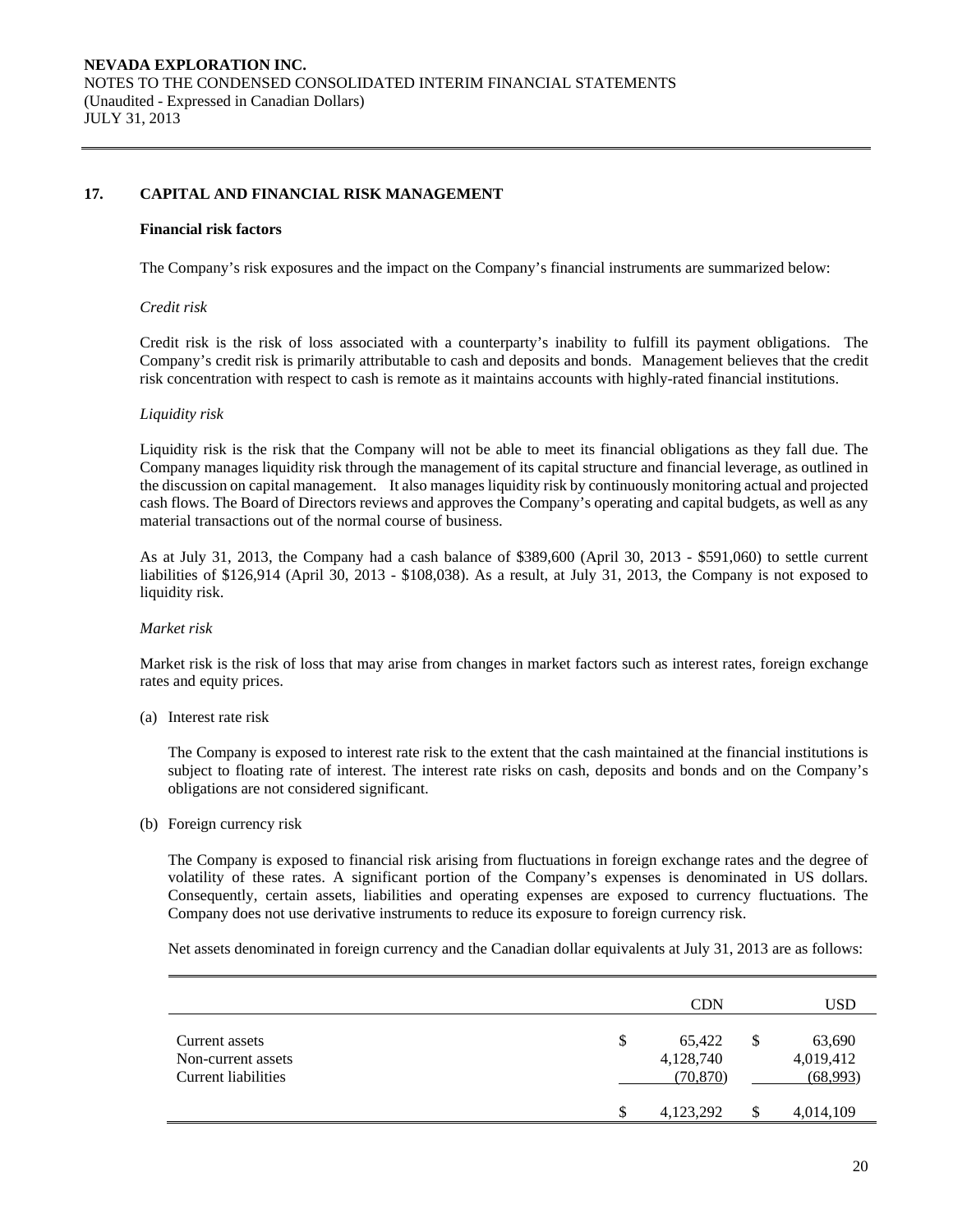## 17. CAPITAL AND FINANCIAL RISK MANAGEMENT

### Financial risk factors

The Company's risk exposures and the impact on the Company's financial instruments are summarized below:

*Credit risk*

Credit risk is the risk of loss associated with a counterparty's inability to fulfill its payment obligations. The Company's credit risk is primarily attributable to cash and deposits and bonds. Management believes that the credit risk concentration with respect to cash is remote as it maintains accounts with highly-rated financial institutions.

*Liquidity risk*

Liquidity risk is the risk that the Company will not be able to meet its financial obligations as they fall due. The Company manages liquidity risk through the management of its capital structure and financial leverage, as outlined in the discussion on capital management. It also manages liquidity risk by continuously monitoring actual and projected cash flows. The Board of Directors reviews and approves the Company's operating and capital budgets, as well as any material transactions out of the normal course of business.

As at July 31, 2013, the Company had a cash balance of $389,600 (April 30, 2013 - $591,060) to settle current liabilities of $126,914 (April 30, 2013 - $108,038). As a result, at July 31, 2013, the Company is not exposed to liquidity risk.

*Market risk*

Market risk is the risk of loss that may arise from changes in market factors such as interest rates, foreign exchange rates and equity prices.

(a) Interest rate risk

The Company is exposed to interest rate risk to the extent that the cash maintained at the financial institutions is subject to floating rate of interest. The interest rate risks on cash, deposits and bonds and on the Company's obligations are not considered significant.

(b) Foreign currency risk

The Company is exposed to financial risk arising from fluctuations in foreign exchange rates and the degree of volatility of these rates. A significant portion of the Company's expenses is denominated in US dollars. Consequently, certain assets, liabilities and operating expenses are exposed to currency fluctuations. The Company does not use derivative instruments to reduce its exposure to foreign currency risk.

Net assets denominated in foreign currency and the Canadian dollar equivalents at July 31, 2013 are as follows:

| | CDN | USD |
|---|---|---|
| Current assets | $ 65,422 | $ 63,690 |
| Non-current assets | 4,128,740 | 4,019,412 |
| Current liabilities | (70,870) | (68,993) |
| | $ 4,123,292 | $ 4,014,109 |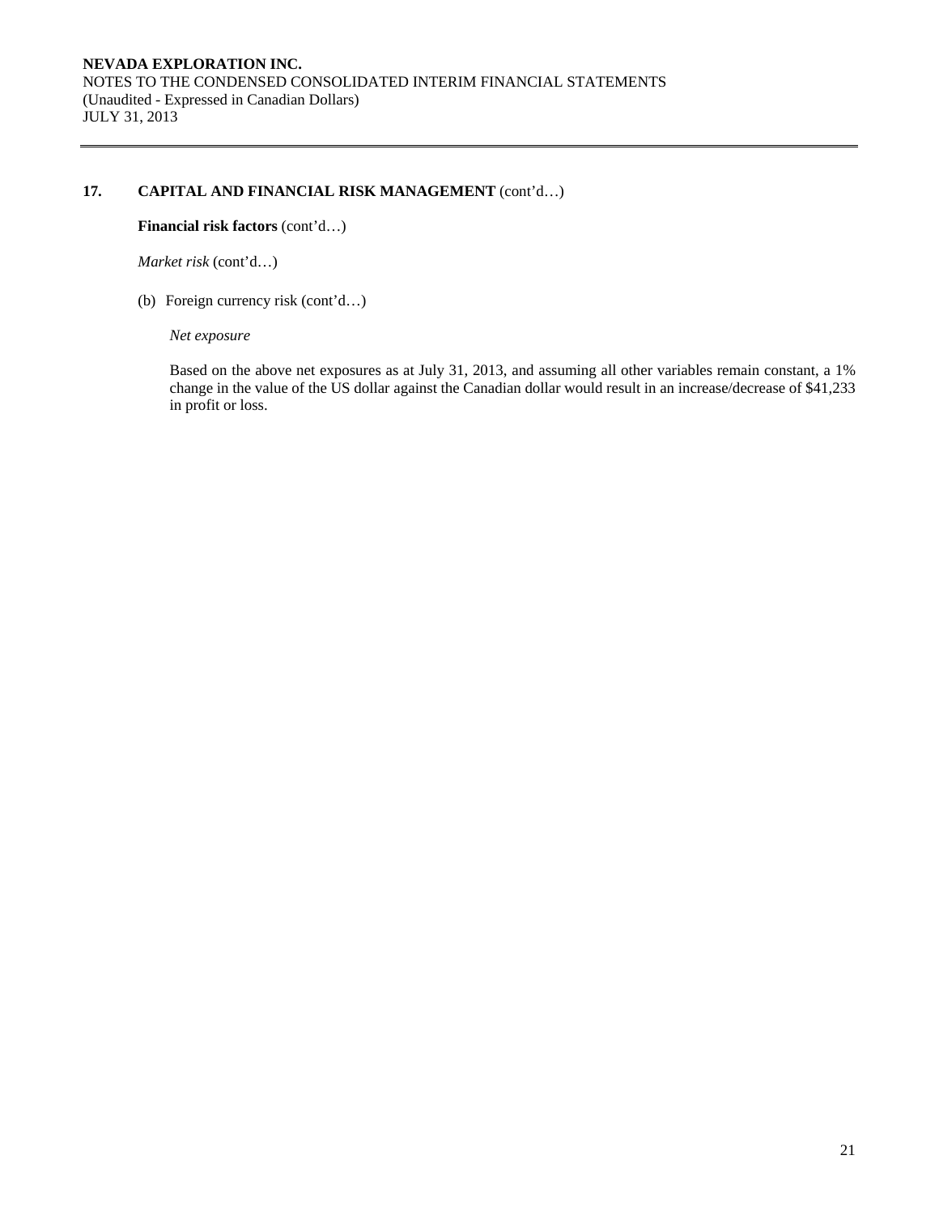## 17. CAPITAL AND FINANCIAL RISK MANAGEMENT (cont'd…)

**Financial risk factors** (cont'd…)

*Market risk* (cont'd…)

(b) Foreign currency risk (cont'd…)

*Net exposure*

Based on the above net exposures as at July 31, 2013, and assuming all other variables remain constant, a 1% change in the value of the US dollar against the Canadian dollar would result in an increase/decrease of $41,233 in profit or loss.